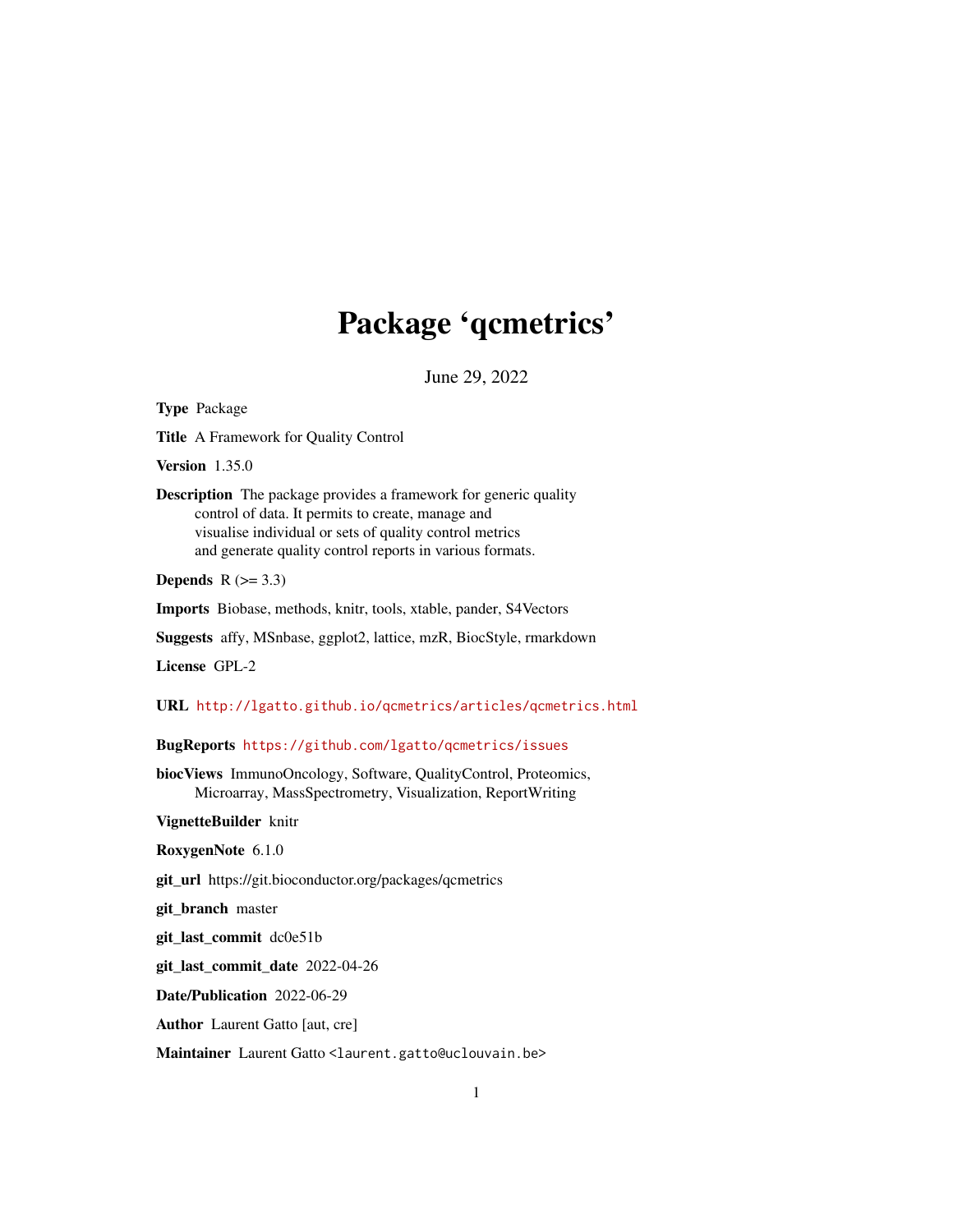# Package 'qcmetrics'

June 29, 2022

**Type** Package

**Title** A Framework for Quality Control

**Version** 1.35.0

**Description** The package provides a framework for generic quality control of data. It permits to create, manage and visualise individual or sets of quality control metrics and generate quality control reports in various formats.

**Depends** R (>= 3.3)

**Imports** Biobase, methods, knitr, tools, xtable, pander, S4Vectors

**Suggests** affy, MSnbase, ggplot2, lattice, mzR, BiocStyle, rmarkdown

**License** GPL-2

**URL** http://lgatto.github.io/qcmetrics/articles/qcmetrics.html

**BugReports** https://github.com/lgatto/qcmetrics/issues

**biocViews** ImmunoOncology, Software, QualityControl, Proteomics, Microarray, MassSpectrometry, Visualization, ReportWriting

**VignetteBuilder** knitr

**RoxygenNote** 6.1.0

**git_url** https://git.bioconductor.org/packages/qcmetrics

**git_branch** master

**git_last_commit** dc0e51b

**git_last_commit_date** 2022-04-26

**Date/Publication** 2022-06-29

**Author** Laurent Gatto [aut, cre]

**Maintainer** Laurent Gatto <laurent.gatto@uclouvain.be>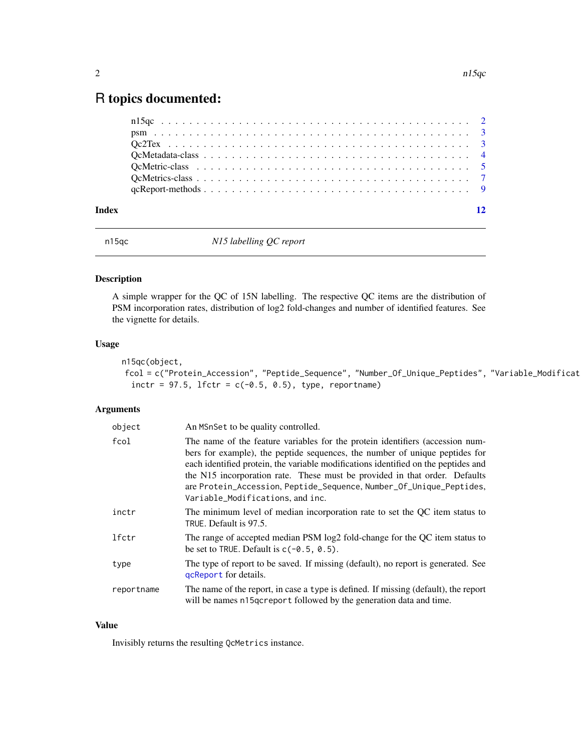# R topics documented:

n15qc . . . . . . . . . . . . . . . . . . . . . . . . . . . . . . . . . . . . . . . . . 2
psm . . . . . . . . . . . . . . . . . . . . . . . . . . . . . . . . . . . . . . . . . . 3
Qc2Tex . . . . . . . . . . . . . . . . . . . . . . . . . . . . . . . . . . . . . . . . 3
QcMetadata-class . . . . . . . . . . . . . . . . . . . . . . . . . . . . . . . . . . . 4
QcMetric-class . . . . . . . . . . . . . . . . . . . . . . . . . . . . . . . . . . . . 5
QcMetrics-class . . . . . . . . . . . . . . . . . . . . . . . . . . . . . . . . . . . . 7
qcReport-methods . . . . . . . . . . . . . . . . . . . . . . . . . . . . . . . . . . . 9

**Index** **12**

---

`n15qc` *N15 labelling QC report*

---

### Description

A simple wrapper for the QC of 15N labelling. The respective QC items are the distribution of PSM incorporation rates, distribution of log2 fold-changes and number of identified features. See the vignette for details.

### Usage

```
n15qc(object,
 fcol = c("Protein_Accession", "Peptide_Sequence", "Number_Of_Unique_Peptides", "Variable_Modificat
  inctr = 97.5, lfctr = c(-0.5, 0.5), type, reportname)
```

### Arguments

| | |
|---|---|
| `object` | An `MSnSet` to be quality controlled. |
| `fcol` | The name of the feature variables for the protein identifiers (accession numbers for example), the peptide sequences, the number of unique peptides for each identified protein, the variable modifications identified on the peptides and the N15 incorporation rate. These must be provided in that order. Defaults are `Protein_Accession`, `Peptide_Sequence`, `Number_Of_Unique_Peptides`, `Variable_Modifications`, and `inc`. |
| `inctr` | The minimum level of median incorporation rate to set the QC item status to `TRUE`. Default is 97.5. |
| `lfctr` | The range of accepted median PSM log2 fold-change for the QC item status to be set to `TRUE`. Default is `c(-0.5, 0.5)`. |
| `type` | The type of report to be saved. If missing (default), no report is generated. See `qcReport` for details. |
| `reportname` | The name of the report, in case a `type` is defined. If missing (default), the report will be names `n15qcreport` followed by the generation data and time. |

### Value

Invisibly returns the resulting `QcMetrics` instance.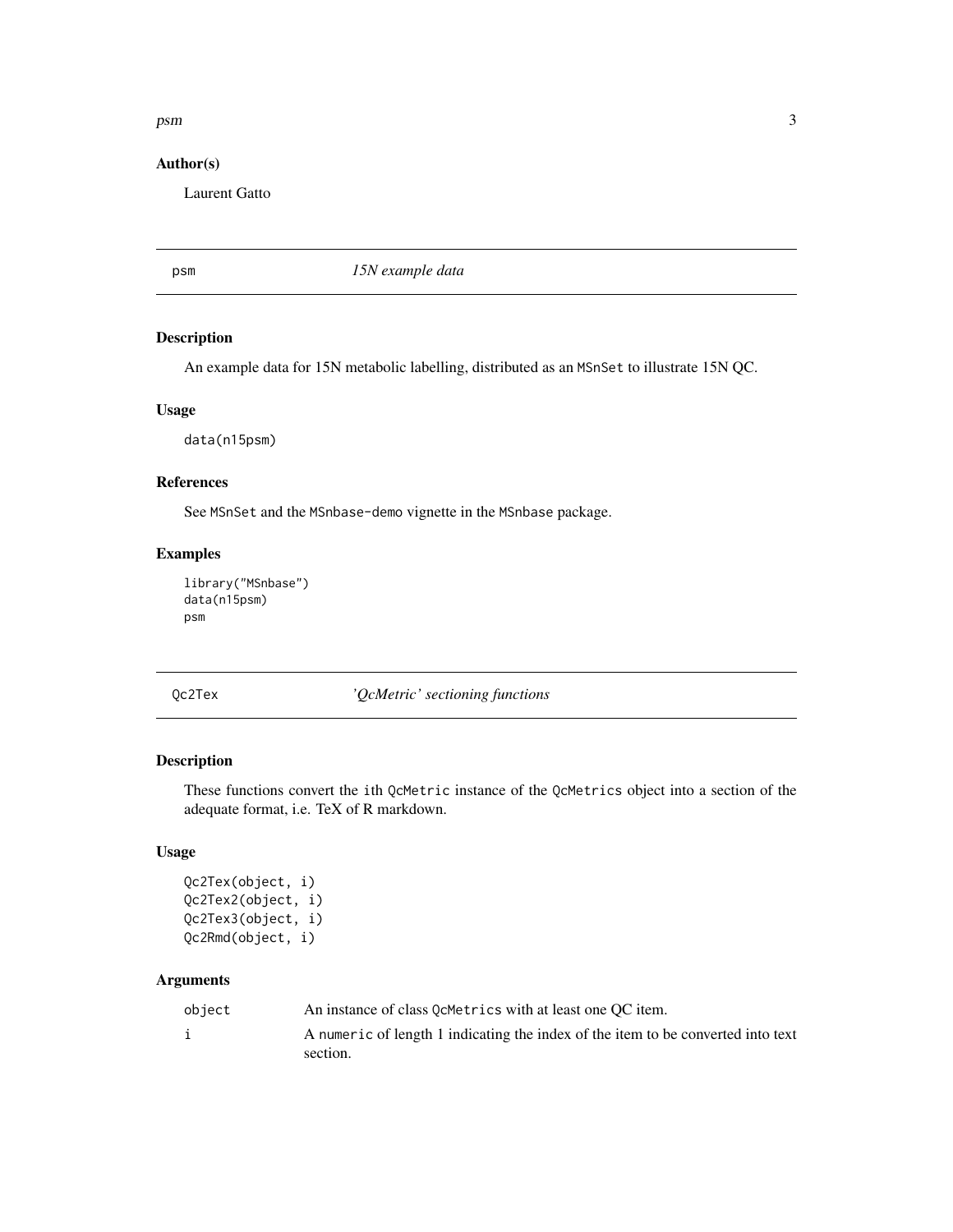## Author(s)

Laurent Gatto

---

psm *15N example data*

---

## Description

An example data for 15N metabolic labelling, distributed as an `MSnSet` to illustrate 15N QC.

## Usage

```
data(n15psm)
```

## References

See `MSnSet` and the `MSnbase-demo` vignette in the `MSnbase` package.

## Examples

```
library("MSnbase")
data(n15psm)
psm
```

---

Qc2Tex *'QcMetric' sectioning functions*

---

## Description

These functions convert the `i`th `QcMetric` instance of the `QcMetrics` object into a section of the adequate format, i.e. TeX of R markdown.

## Usage

```
Qc2Tex(object, i)
Qc2Tex2(object, i)
Qc2Tex3(object, i)
Qc2Rmd(object, i)
```

## Arguments

| | |
|---|---|
| object | An instance of class `QcMetrics` with at least one QC item. |
| i | A `numeric` of length 1 indicating the index of the item to be converted into text section. |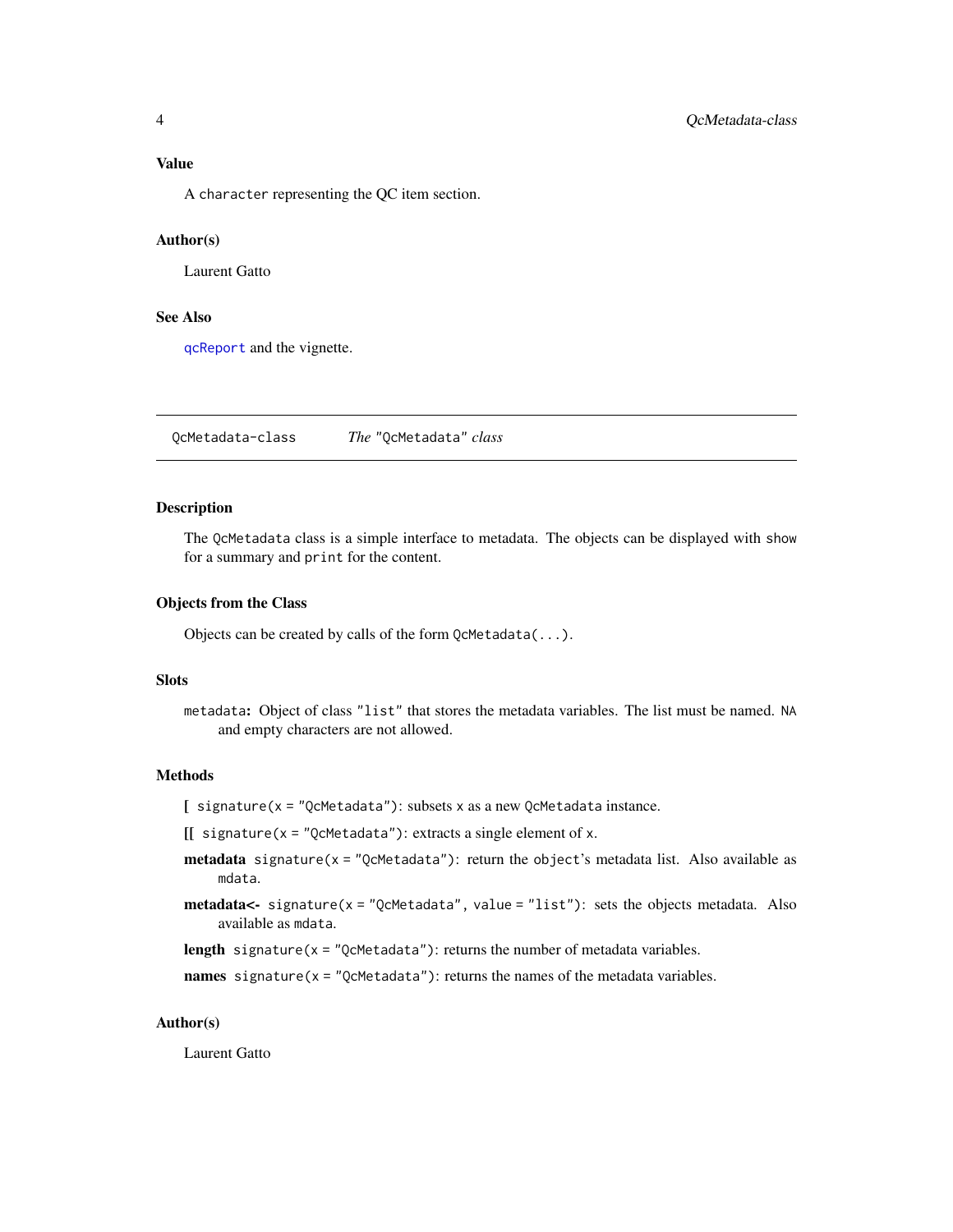## Value

A `character` representing the QC item section.

## Author(s)

Laurent Gatto

## See Also

`qcReport` and the vignette.

---

# QcMetadata-class — *The "QcMetadata" class*

## Description

The `QcMetadata` class is a simple interface to metadata. The objects can be displayed with `show` for a summary and `print` for the content.

## Objects from the Class

Objects can be created by calls of the form `QcMetadata(...)`.

## Slots

**`metadata`:** Object of class `"list"` that stores the metadata variables. The list must be named. `NA` and empty characters are not allowed.

## Methods

- **[** `signature(x = "QcMetadata")`: subsets `x` as a new `QcMetadata` instance.
- **[[** `signature(x = "QcMetadata")`: extracts a single element of `x`.
- **metadata** `signature(x = "QcMetadata")`: return the `object`'s metadata list. Also available as `mdata`.
- **metadata<-** `signature(x = "QcMetadata", value = "list")`: sets the objects metadata. Also available as `mdata`.
- **length** `signature(x = "QcMetadata")`: returns the number of metadata variables.
- **names** `signature(x = "QcMetadata")`: returns the names of the metadata variables.

## Author(s)

Laurent Gatto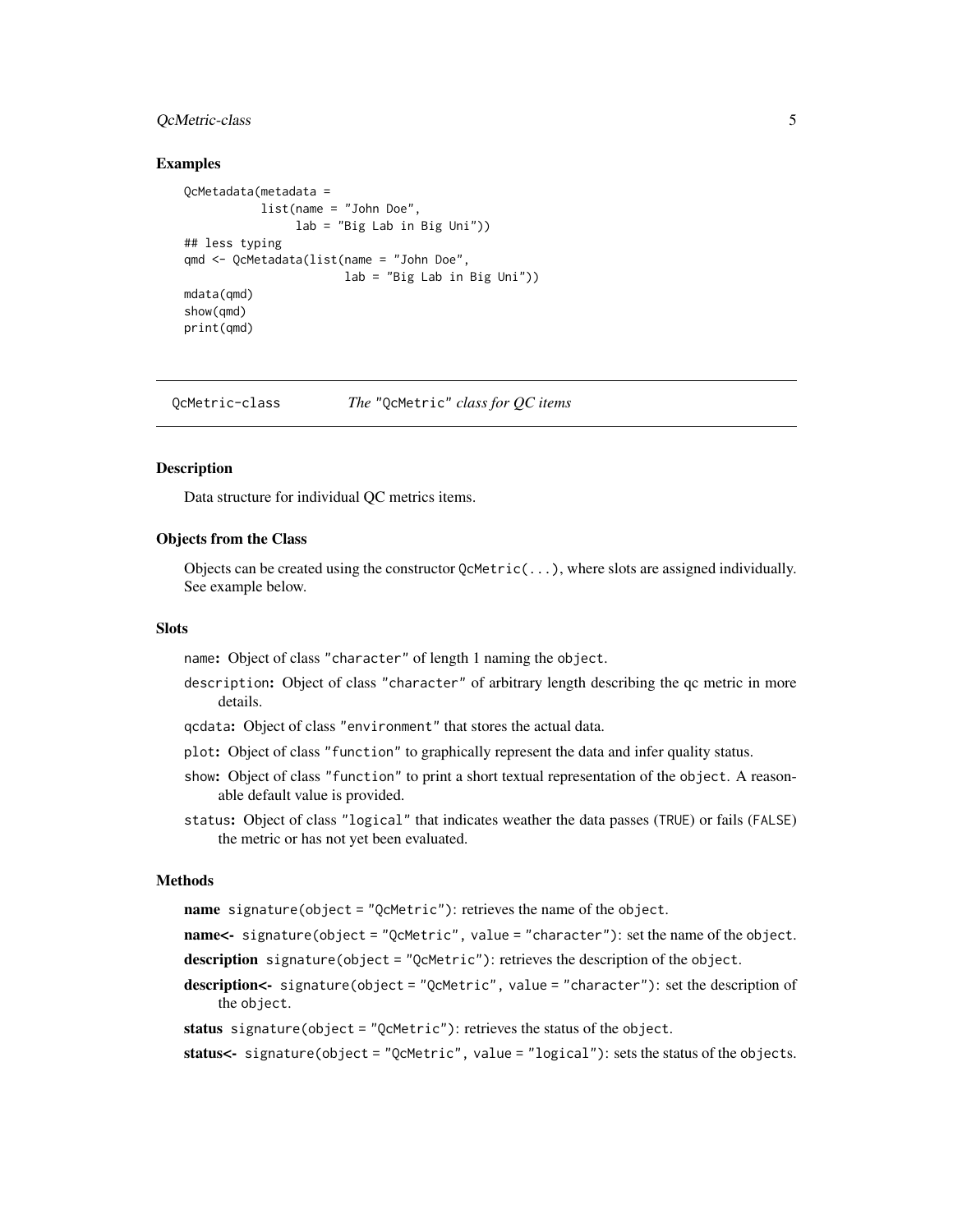### Examples

```
QcMetadata(metadata =
           list(name = "John Doe",
                lab = "Big Lab in Big Uni"))
## less typing
qmd <- QcMetadata(list(name = "John Doe",
                       lab = "Big Lab in Big Uni"))
mdata(qmd)
show(qmd)
print(qmd)
```

---

## QcMetric-class — *The* "QcMetric" *class for QC items*

### Description

Data structure for individual QC metrics items.

### Objects from the Class

Objects can be created using the constructor `QcMetric(...)`, where slots are assigned individually. See example below.

### Slots

`name`: Object of class "character" of length 1 naming the `object`.

`description`: Object of class "character" of arbitrary length describing the qc metric in more details.

`qcdata`: Object of class "environment" that stores the actual data.

`plot`: Object of class "function" to graphically represent the data and infer quality status.

`show`: Object of class "function" to print a short textual representation of the `object`. A reasonable default value is provided.

`status`: Object of class "logical" that indicates weather the data passes (TRUE) or fails (FALSE) the metric or has not yet been evaluated.

### Methods

**name** `signature(object = "QcMetric")`: retrieves the name of the `object`.

**name<-** `signature(object = "QcMetric", value = "character")`: set the name of the `object`.

**description** `signature(object = "QcMetric")`: retrieves the description of the `object`.

**description<-** `signature(object = "QcMetric", value = "character")`: set the description of the `object`.

**status** `signature(object = "QcMetric")`: retrieves the status of the `object`.

**status<-** `signature(object = "QcMetric", value = "logical")`: sets the status of the `objects`.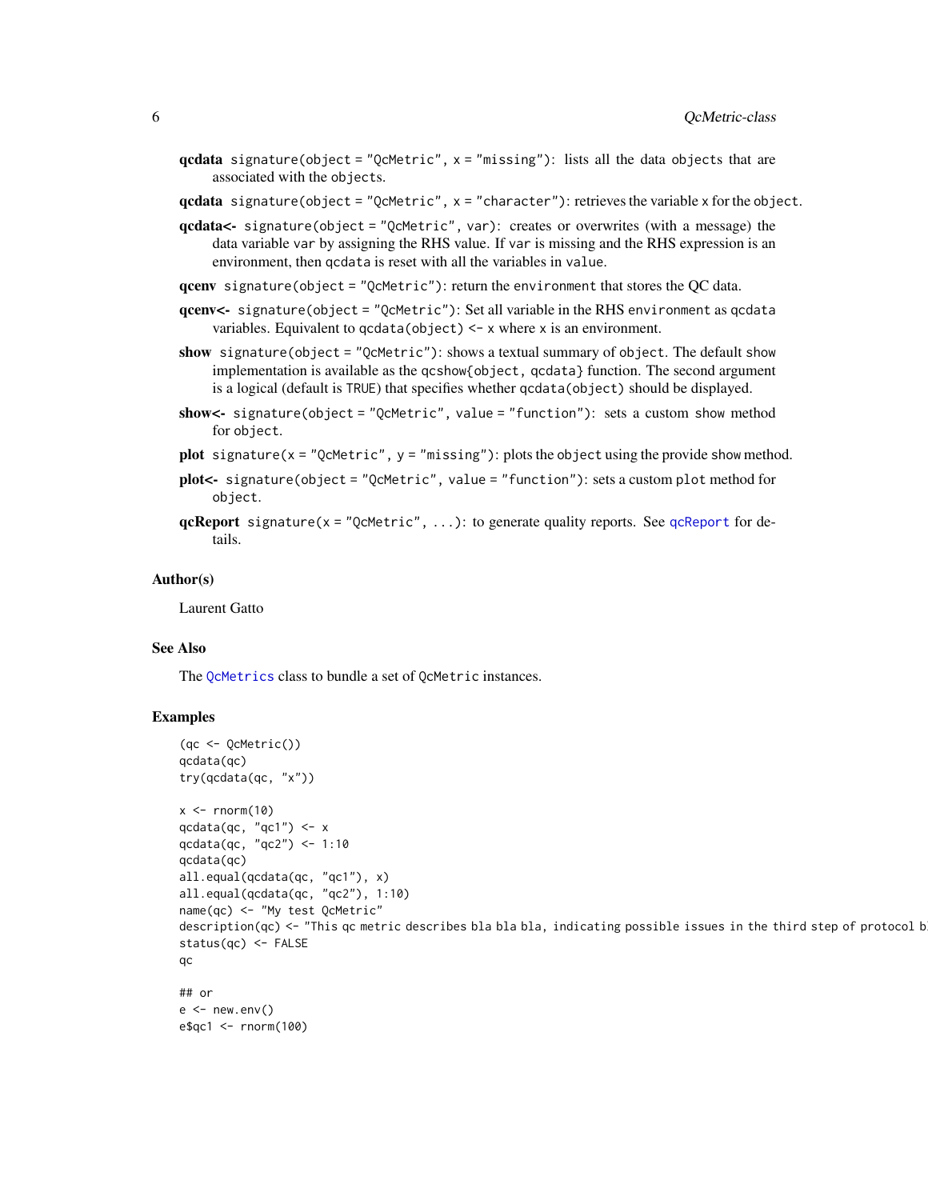**qcdata** `signature(object = "QcMetric", x = "missing")`: lists all the data objects that are associated with the objects.

**qcdata** `signature(object = "QcMetric", x = "character")`: retrieves the variable `x` for the `object`.

**qcdata<-** `signature(object = "QcMetric", var)`: creates or overwrites (with a message) the data variable `var` by assigning the RHS value. If `var` is missing and the RHS expression is an environment, then `qcdata` is reset with all the variables in `value`.

**qcenv** `signature(object = "QcMetric")`: return the `environment` that stores the QC data.

**qcenv<-** `signature(object = "QcMetric")`: Set all variable in the RHS `environment` as `qcdata` variables. Equivalent to `qcdata(object) <- x` where `x` is an environment.

**show** `signature(object = "QcMetric")`: shows a textual summary of `object`. The default `show` implementation is available as the `qcshow{object, qcdata}` function. The second argument is a logical (default is `TRUE`) that specifies whether `qcdata(object)` should be displayed.

**show<-** `signature(object = "QcMetric", value = "function")`: sets a custom `show` method for `object`.

**plot** `signature(x = "QcMetric", y = "missing")`: plots the `object` using the provide `show` method.

**plot<-** `signature(object = "QcMetric", value = "function")`: sets a custom `plot` method for `object`.

**qcReport** `signature(x = "QcMetric", ...)`: to generate quality reports. See `qcReport` for details.

### Author(s)

Laurent Gatto

### See Also

The `QcMetrics` class to bundle a set of `QcMetric` instances.

### Examples

```
(qc <- QcMetric())
qcdata(qc)
try(qcdata(qc, "x"))

x <- rnorm(10)
qcdata(qc, "qc1") <- x
qcdata(qc, "qc2") <- 1:10
qcdata(qc)
all.equal(qcdata(qc, "qc1"), x)
all.equal(qcdata(qc, "qc2"), 1:10)
name(qc) <- "My test QcMetric"
description(qc) <- "This qc metric describes bla bla bla, indicating possible issues in the third step of protocol b
status(qc) <- FALSE
qc

## or
e <- new.env()
e$qc1 <- rnorm(100)
```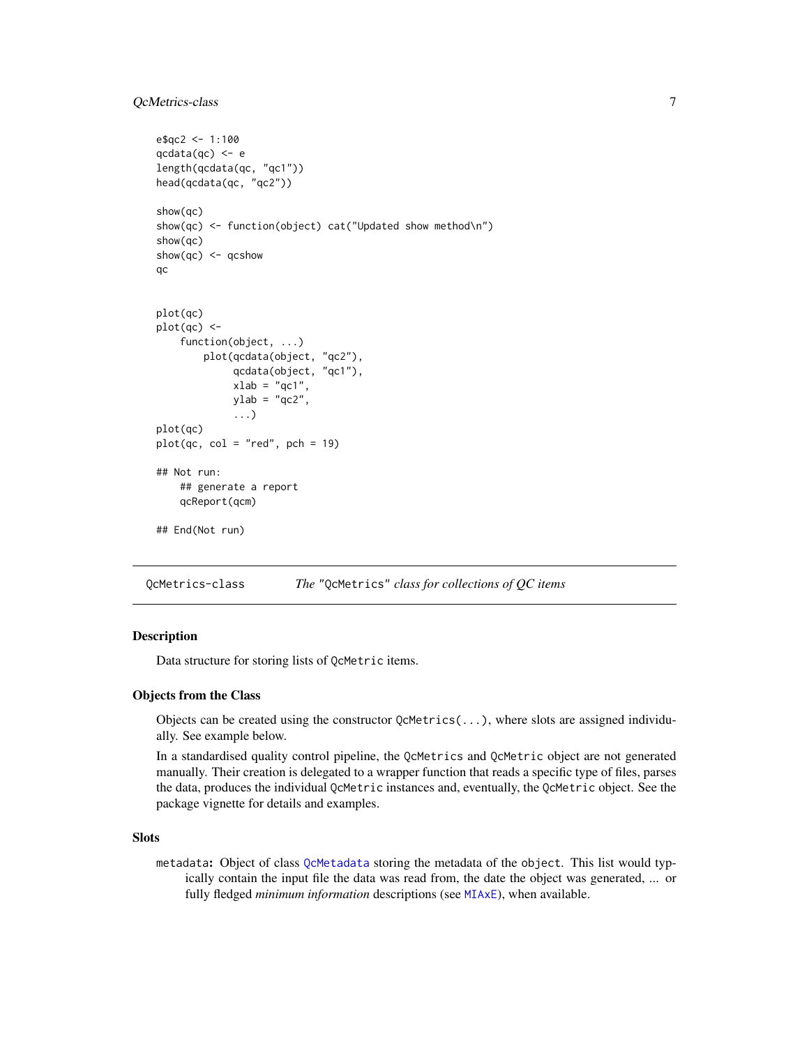```
e$qc2 <- 1:100
qcdata(qc) <- e
length(qcdata(qc, "qc1"))
head(qcdata(qc, "qc2"))

show(qc)
show(qc) <- function(object) cat("Updated show method\n")
show(qc)
show(qc) <- qcshow
qc


plot(qc)
plot(qc) <-
    function(object, ...)
        plot(qcdata(object, "qc2"),
             qcdata(object, "qc1"),
             xlab = "qc1",
             ylab = "qc2",
             ...)
plot(qc)
plot(qc, col = "red", pch = 19)

## Not run:
    ## generate a report
    qcReport(qcm)

## End(Not run)
```

---

## QcMetrics-class — *The* "QcMetrics" *class for collections of QC items*

### Description

Data structure for storing lists of `QcMetric` items.

### Objects from the Class

Objects can be created using the constructor `QcMetrics(...)`, where slots are assigned individually. See example below.

In a standardised quality control pipeline, the `QcMetrics` and `QcMetric` object are not generated manually. Their creation is delegated to a wrapper function that reads a specific type of files, parses the data, produces the individual `QcMetric` instances and, eventually, the `QcMetric` object. See the package vignette for details and examples.

### Slots

`metadata`: Object of class `QcMetadata` storing the metadata of the `object`. This list would typically contain the input file the data was read from, the date the object was generated, ... or fully fledged *minimum information* descriptions (see `MIAxE`), when available.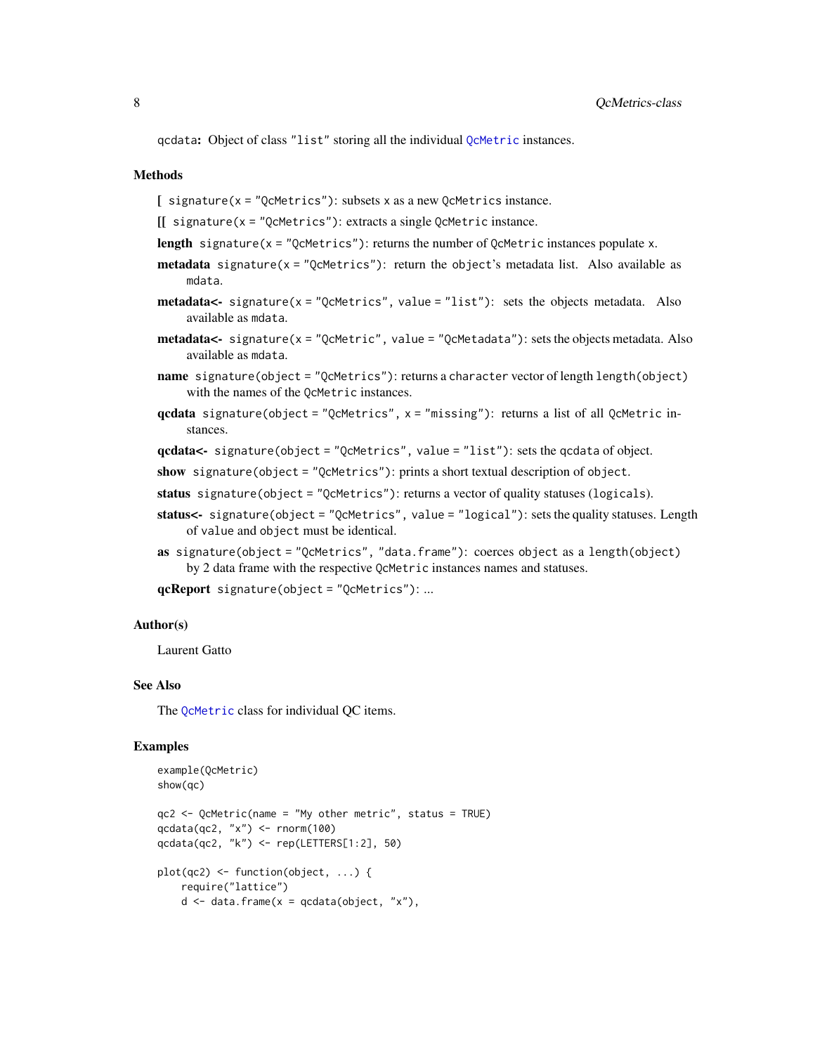qcdata**:** Object of class "list" storing all the individual QcMetric instances.

### Methods

**[** signature(x = "QcMetrics"): subsets x as a new QcMetrics instance.

**[[** signature(x = "QcMetrics"): extracts a single QcMetric instance.

**length** signature(x = "QcMetrics"): returns the number of QcMetric instances populate x.

**metadata** signature(x = "QcMetrics"): return the object's metadata list. Also available as mdata.

**metadata<-** signature(x = "QcMetrics", value = "list"): sets the objects metadata. Also available as mdata.

**metadata<-** signature(x = "QcMetric", value = "QcMetadata"): sets the objects metadata. Also available as mdata.

**name** signature(object = "QcMetrics"): returns a character vector of length length(object) with the names of the QcMetric instances.

**qcdata** signature(object = "QcMetrics", x = "missing"): returns a list of all QcMetric instances.

**qcdata<-** signature(object = "QcMetrics", value = "list"): sets the qcdata of object.

**show** signature(object = "QcMetrics"): prints a short textual description of object.

**status** signature(object = "QcMetrics"): returns a vector of quality statuses (logicals).

**status<-** signature(object = "QcMetrics", value = "logical"): sets the quality statuses. Length of value and object must be identical.

**as** signature(object = "QcMetrics", "data.frame"): coerces object as a length(object) by 2 data frame with the respective QcMetric instances names and statuses.

**qcReport** signature(object = "QcMetrics"): ...

### Author(s)

Laurent Gatto

### See Also

The QcMetric class for individual QC items.

### Examples

```
example(QcMetric)
show(qc)

qc2 <- QcMetric(name = "My other metric", status = TRUE)
qcdata(qc2, "x") <- rnorm(100)
qcdata(qc2, "k") <- rep(LETTERS[1:2], 50)

plot(qc2) <- function(object, ...) {
    require("lattice")
    d <- data.frame(x = qcdata(object, "x"),
```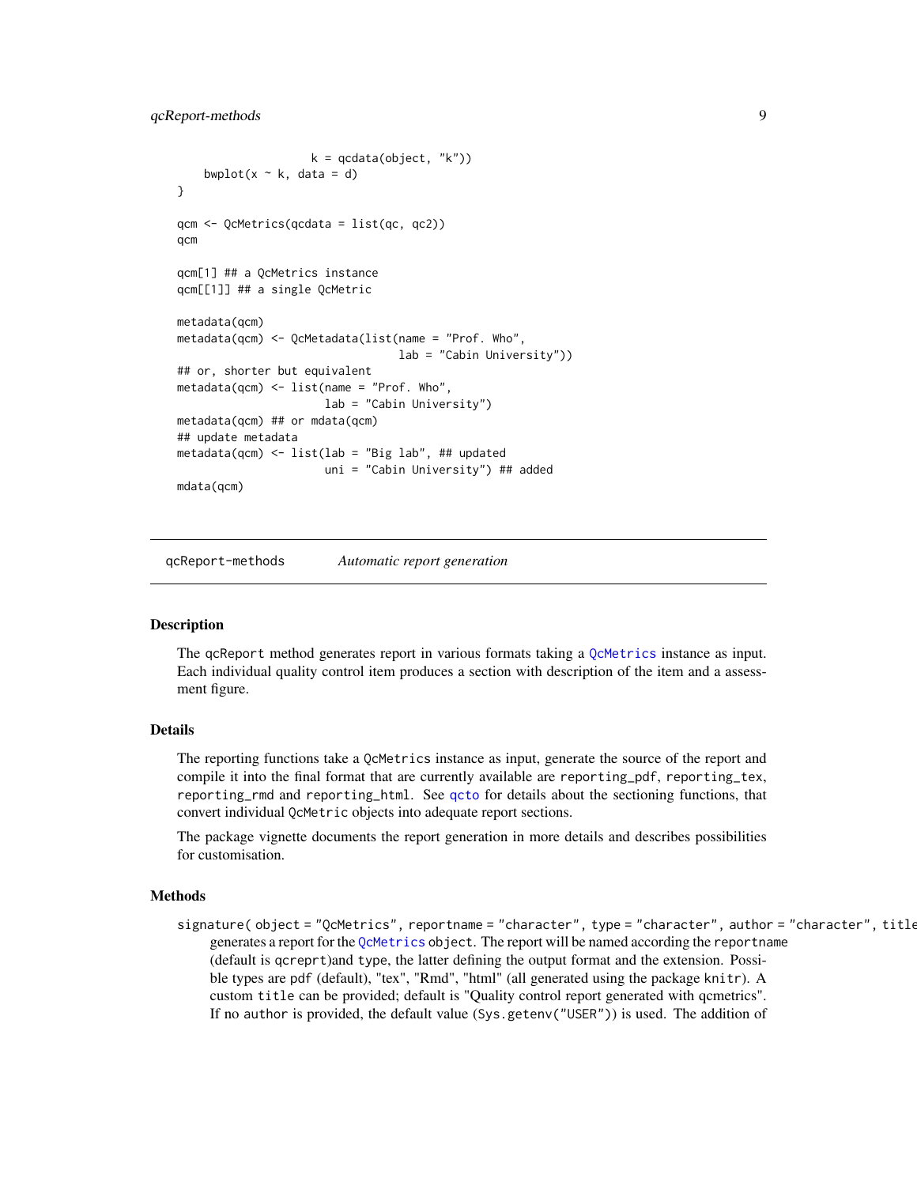```
                    k = qcdata(object, "k"))
    bwplot(x ~ k, data = d)
}

qcm <- QcMetrics(qcdata = list(qc, qc2))
qcm

qcm[1] ## a QcMetrics instance
qcm[[1]] ## a single QcMetric

metadata(qcm)
metadata(qcm) <- QcMetadata(list(name = "Prof. Who",
                                  lab = "Cabin University"))
## or, shorter but equivalent
metadata(qcm) <- list(name = "Prof. Who",
                      lab = "Cabin University")
metadata(qcm) ## or mdata(qcm)
## update metadata
metadata(qcm) <- list(lab = "Big lab", ## updated
                      uni = "Cabin University") ## added
mdata(qcm)
```

## qcReport-methods *Automatic report generation*

### Description

The qcReport method generates report in various formats taking a QcMetrics instance as input. Each individual quality control item produces a section with description of the item and a assessment figure.

### Details

The reporting functions take a QcMetrics instance as input, generate the source of the report and compile it into the final format that are currently available are `reporting_pdf`, `reporting_tex`, `reporting_rmd` and `reporting_html`. See qcto for details about the sectioning functions, that convert individual QcMetric objects into adequate report sections.

The package vignette documents the report generation in more details and describes possibilities for customisation.

### Methods

`signature( object = "QcMetrics", reportname = "character", type = "character", author = "character", title`
: generates a report for the QcMetrics object. The report will be named according the reportname (default is qcreprt)and type, the latter defining the output format and the extension. Possible types are pdf (default), "tex", "Rmd", "html" (all generated using the package knitr). A custom title can be provided; default is "Quality control report generated with qcmetrics". If no author is provided, the default value (Sys.getenv("USER")) is used. The addition of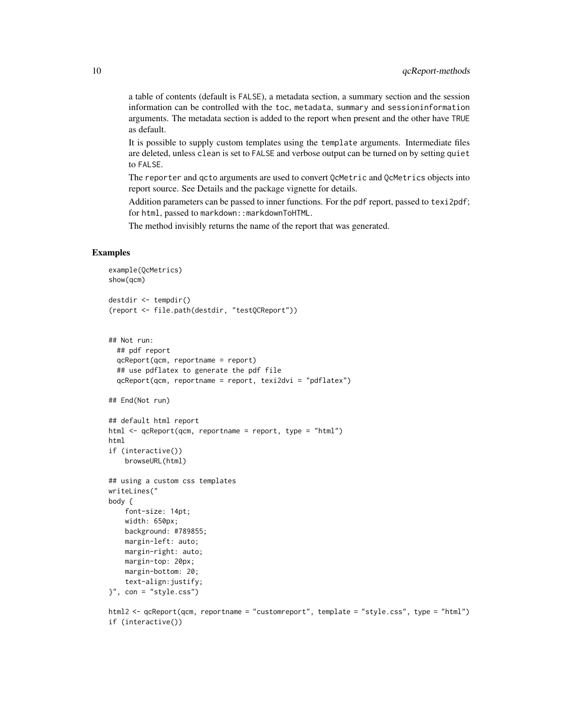a table of contents (default is `FALSE`), a metadata section, a summary section and the session information can be controlled with the `toc`, `metadata`, `summary` and `sessioninformation` arguments. The metadata section is added to the report when present and the other have `TRUE` as default.

It is possible to supply custom templates using the `template` arguments. Intermediate files are deleted, unless `clean` is set to `FALSE` and verbose output can be turned on by setting `quiet` to `FALSE`.

The `reporter` and `qcto` arguments are used to convert `QcMetric` and `QcMetrics` objects into report source. See Details and the package vignette for details.

Addition parameters can be passed to inner functions. For the `pdf` report, passed to `texi2pdf`; for `html`, passed to `markdown::markdownToHTML`.

The method invisibly returns the name of the report that was generated.

## Examples

```
example(QcMetrics)
show(qcm)

destdir <- tempdir()
(report <- file.path(destdir, "testQCReport"))


## Not run:
  ## pdf report
  qcReport(qcm, reportname = report)
  ## use pdflatex to generate the pdf file
  qcReport(qcm, reportname = report, texi2dvi = "pdflatex")

## End(Not run)

## default html report
html <- qcReport(qcm, reportname = report, type = "html")
html
if (interactive())
    browseURL(html)

## using a custom css templates
writeLines("
body {
    font-size: 14pt;
    width: 650px;
    background: #789855;
    margin-left: auto;
    margin-right: auto;
    margin-top: 20px;
    margin-bottom: 20;
    text-align:justify;
}", con = "style.css")

html2 <- qcReport(qcm, reportname = "customreport", template = "style.css", type = "html")
if (interactive())
```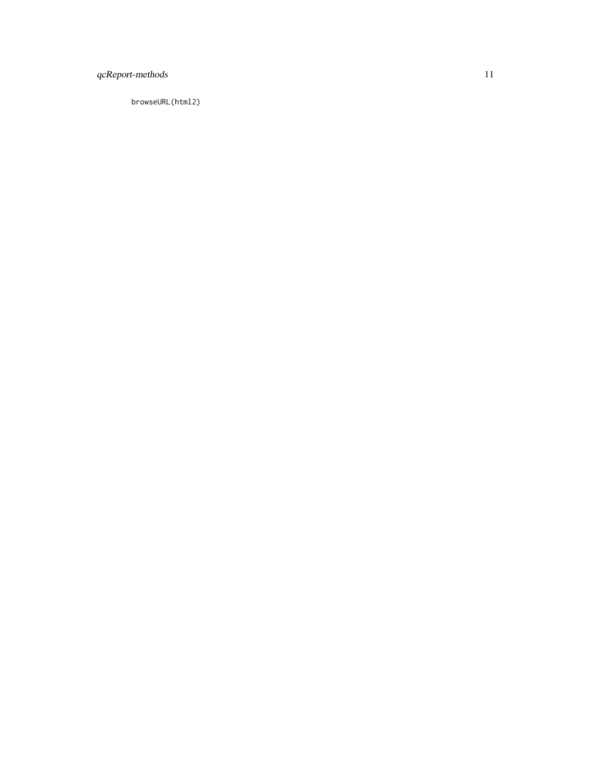```
browseURL(html2)
```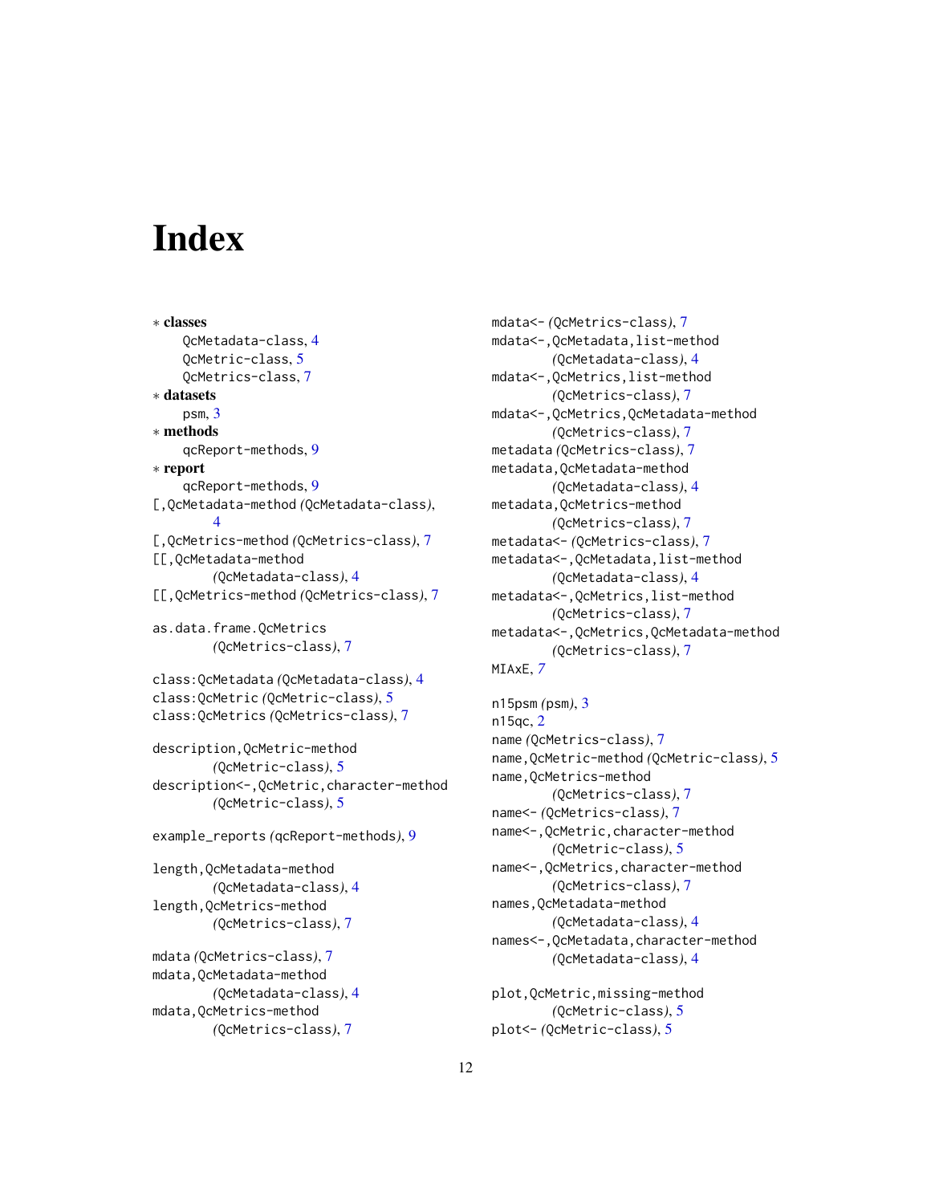# Index

∗ **classes**
- QcMetadata-class, 4
- QcMetric-class, 5
- QcMetrics-class, 7

∗ **datasets**
- psm, 3

∗ **methods**
- qcReport-methods, 9

∗ **report**
- qcReport-methods, 9

[,QcMetadata-method *(QcMetadata-class)*, 4
[,QcMetrics-method *(QcMetrics-class)*, 7
[[,QcMetadata-method *(QcMetadata-class)*, 4
[[,QcMetrics-method *(QcMetrics-class)*, 7

as.data.frame.QcMetrics *(QcMetrics-class)*, 7

class:QcMetadata *(QcMetadata-class)*, 4
class:QcMetric *(QcMetric-class)*, 5
class:QcMetrics *(QcMetrics-class)*, 7

description,QcMetric-method *(QcMetric-class)*, 5
description<-,QcMetric,character-method *(QcMetric-class)*, 5

example_reports *(qcReport-methods)*, 9

length,QcMetadata-method *(QcMetadata-class)*, 4
length,QcMetrics-method *(QcMetrics-class)*, 7

mdata *(QcMetrics-class)*, 7
mdata,QcMetadata-method *(QcMetadata-class)*, 4
mdata,QcMetrics-method *(QcMetrics-class)*, 7
mdata<- *(QcMetrics-class)*, 7
mdata<-,QcMetadata,list-method *(QcMetadata-class)*, 4
mdata<-,QcMetrics,list-method *(QcMetrics-class)*, 7
mdata<-,QcMetrics,QcMetadata-method *(QcMetrics-class)*, 7
metadata *(QcMetrics-class)*, 7
metadata,QcMetadata-method *(QcMetadata-class)*, 4
metadata,QcMetrics-method *(QcMetrics-class)*, 7
metadata<- *(QcMetrics-class)*, 7
metadata<-,QcMetadata,list-method *(QcMetadata-class)*, 4
metadata<-,QcMetrics,list-method *(QcMetrics-class)*, 7
metadata<-,QcMetrics,QcMetadata-method *(QcMetrics-class)*, 7
MIAxE, *7*

n15psm *(psm)*, 3
n15qc, 2
name *(QcMetrics-class)*, 7
name,QcMetric-method *(QcMetric-class)*, 5
name,QcMetrics-method *(QcMetrics-class)*, 7
name<- *(QcMetrics-class)*, 7
name<-,QcMetric,character-method *(QcMetric-class)*, 5
name<-,QcMetrics,character-method *(QcMetrics-class)*, 7
names,QcMetadata-method *(QcMetadata-class)*, 4
names<-,QcMetadata,character-method *(QcMetadata-class)*, 4

plot,QcMetric,missing-method *(QcMetric-class)*, 5
plot<- *(QcMetric-class)*, 5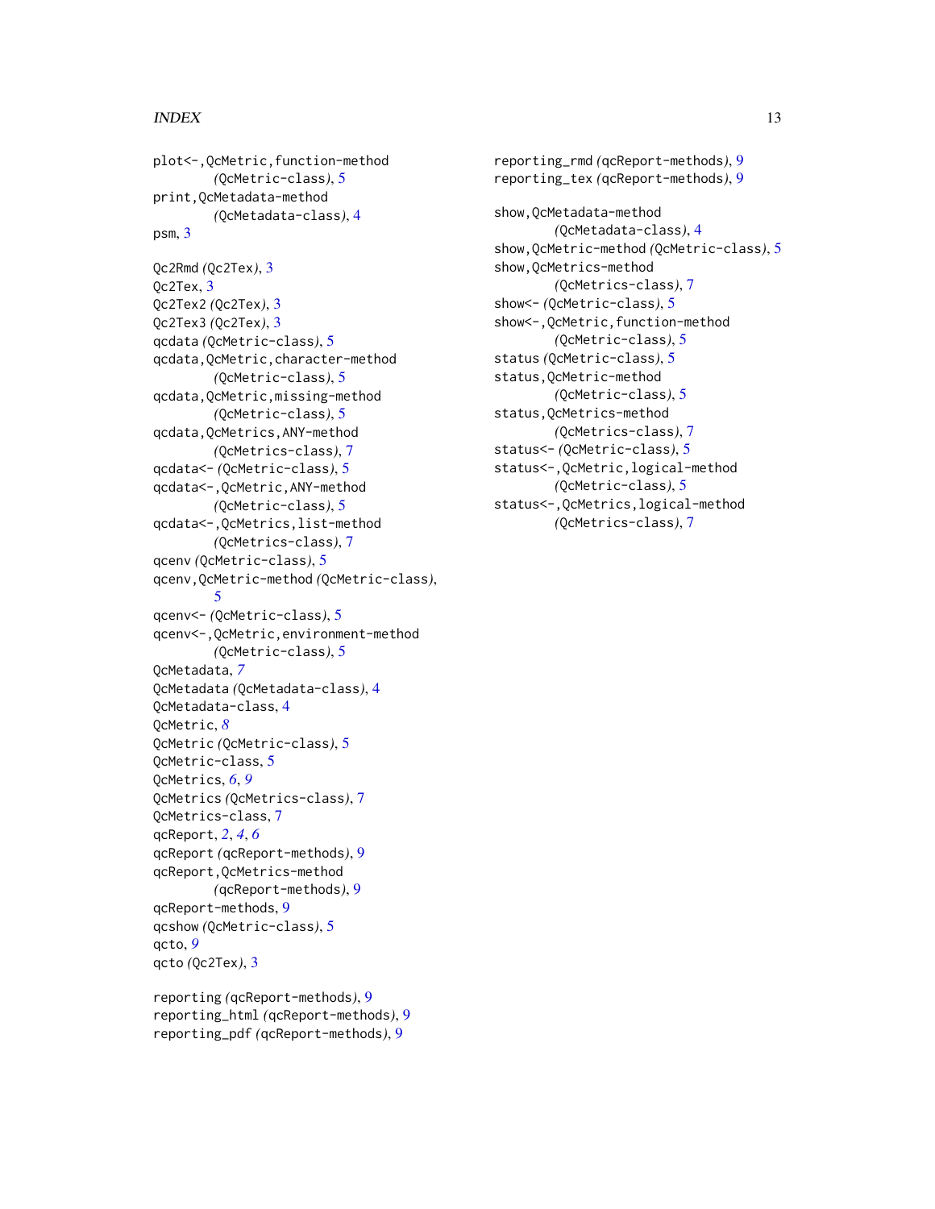plot<-,QcMetric,function-method
        (QcMetric-class), 5
print,QcMetadata-method
        (QcMetadata-class), 4
psm, 3

Qc2Rmd (Qc2Tex), 3
Qc2Tex, 3
Qc2Tex2 (Qc2Tex), 3
Qc2Tex3 (Qc2Tex), 3
qcdata (QcMetric-class), 5
qcdata,QcMetric,character-method
        (QcMetric-class), 5
qcdata,QcMetric,missing-method
        (QcMetric-class), 5
qcdata,QcMetrics,ANY-method
        (QcMetrics-class), 7
qcdata<- (QcMetric-class), 5
qcdata<-,QcMetric,ANY-method
        (QcMetric-class), 5
qcdata<-,QcMetrics,list-method
        (QcMetrics-class), 7
qcenv (QcMetric-class), 5
qcenv,QcMetric-method (QcMetric-class),
        5
qcenv<- (QcMetric-class), 5
qcenv<-,QcMetric,environment-method
        (QcMetric-class), 5
QcMetadata, *7*
QcMetadata (QcMetadata-class), 4
QcMetadata-class, 4
QcMetric, *8*
QcMetric (QcMetric-class), 5
QcMetric-class, 5
QcMetrics, *6*, *9*
QcMetrics (QcMetrics-class), 7
QcMetrics-class, 7
qcReport, *2*, *4*, *6*
qcReport (qcReport-methods), 9
qcReport,QcMetrics-method
        (qcReport-methods), 9
qcReport-methods, 9
qcshow (QcMetric-class), 5
qcto, *9*
qcto (Qc2Tex), 3

reporting (qcReport-methods), 9
reporting_html (qcReport-methods), 9
reporting_pdf (qcReport-methods), 9
reporting_rmd (qcReport-methods), 9
reporting_tex (qcReport-methods), 9

show,QcMetadata-method
        (QcMetadata-class), 4
show,QcMetric-method (QcMetric-class), 5
show,QcMetrics-method
        (QcMetrics-class), 7
show<- (QcMetric-class), 5
show<-,QcMetric,function-method
        (QcMetric-class), 5
status (QcMetric-class), 5
status,QcMetric-method
        (QcMetric-class), 5
status,QcMetrics-method
        (QcMetrics-class), 7
status<- (QcMetric-class), 5
status<-,QcMetric,logical-method
        (QcMetric-class), 5
status<-,QcMetrics,logical-method
        (QcMetrics-class), 7